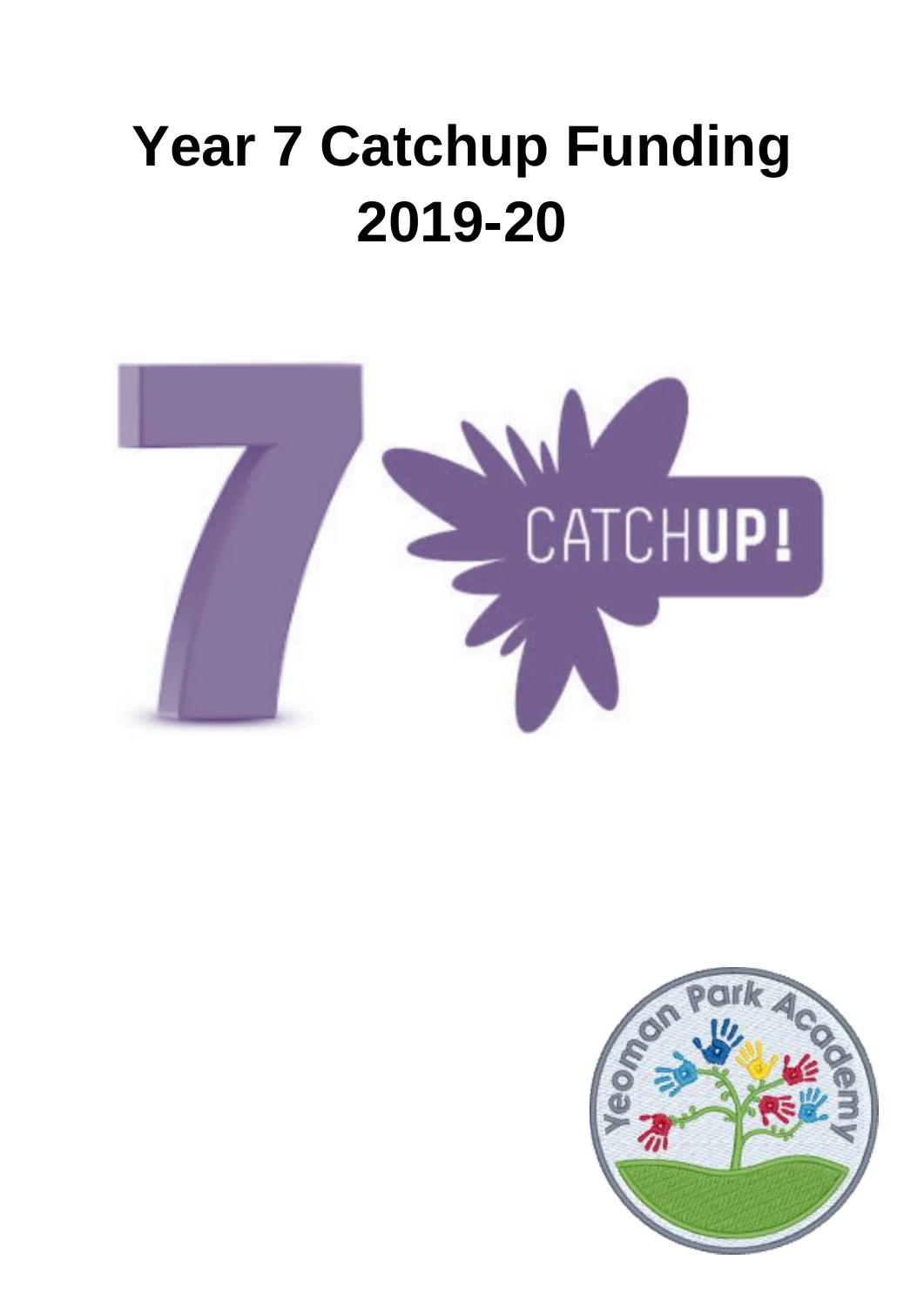# Year 7 Catchup Funding 2019-20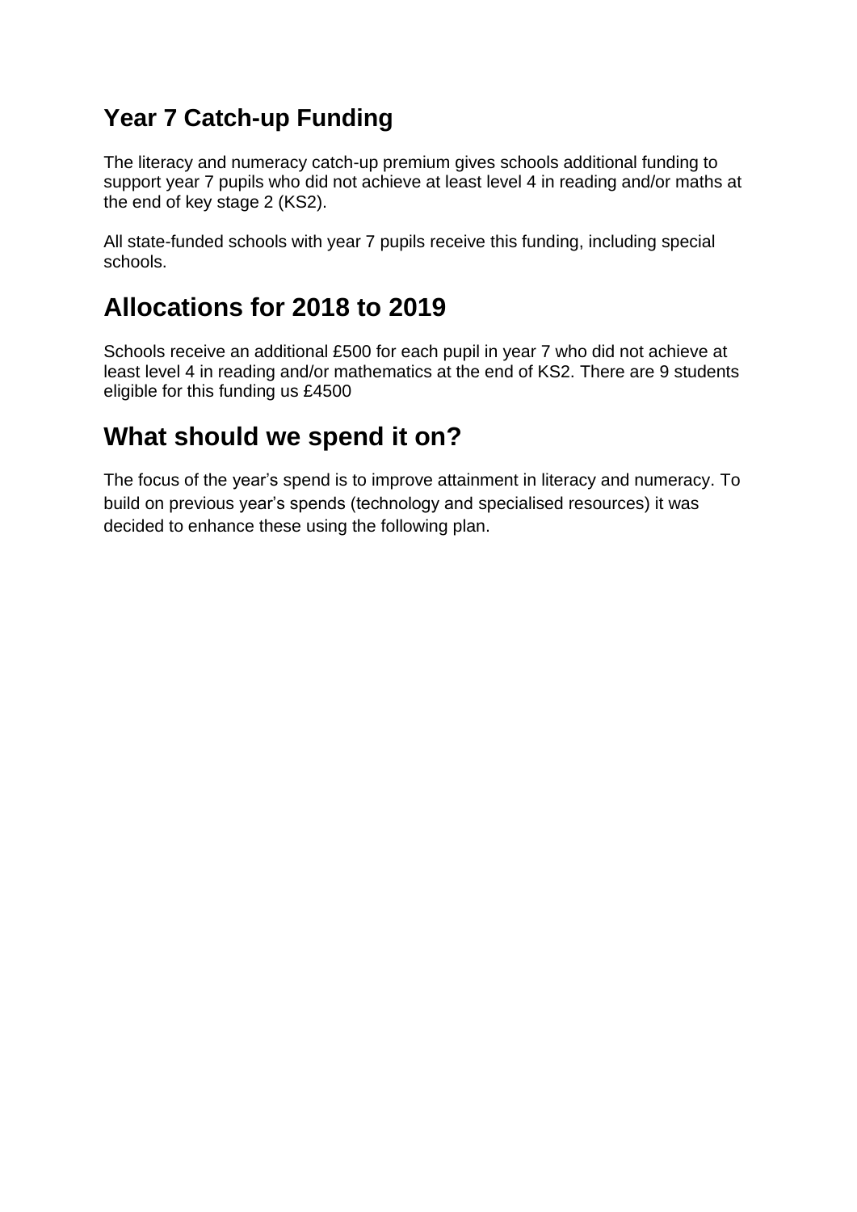## Year 7 Catch-up Funding

The literacy and numeracy catch-up premium gives schools additional funding to support year 7 pupils who did not achieve at least level 4 in reading and/or maths at the end of key stage 2 (KS2).

All state-funded schools with year 7 pupils receive this funding, including special schools.

## Allocations for 2018 to 2019

Schools receive an additional £500 for each pupil in year 7 who did not achieve at least level 4 in reading and/or mathematics at the end of KS2. There are 9 students eligible for this funding us £4500

## What should we spend it on?

The focus of the year's spend is to improve attainment in literacy and numeracy. To build on previous year's spends (technology and specialised resources) it was decided to enhance these using the following plan.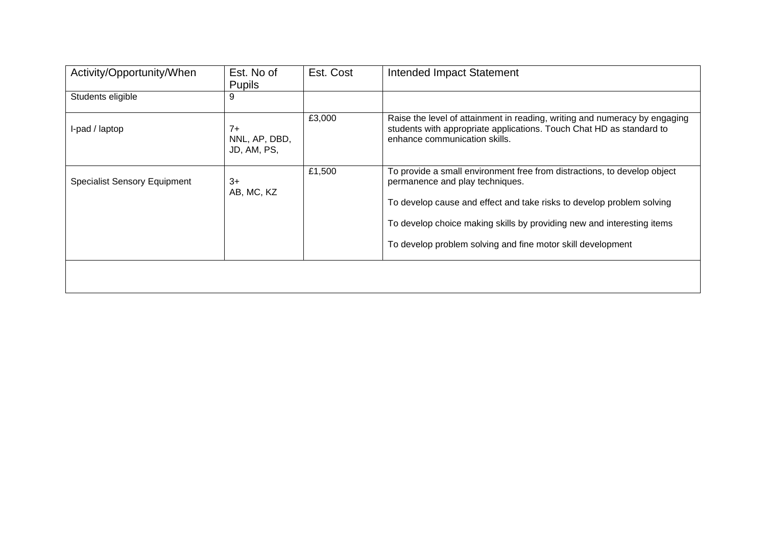| Activity/Opportunity/When | Est. No of Pupils | Est. Cost | Intended Impact Statement |
|---|---|---|---|
| Students eligible | 9 | | |
| I-pad / laptop | 7+<br>NNL, AP, DBD, JD, AM, PS, | £3,000 | Raise the level of attainment in reading, writing and numeracy by engaging students with appropriate applications. Touch Chat HD as standard to enhance communication skills. |
| Specialist Sensory Equipment | 3+<br>AB, MC, KZ | £1,500 | To provide a small environment free from distractions, to develop object permanence and play techniques.<br><br>To develop cause and effect and take risks to develop problem solving<br><br>To develop choice making skills by providing new and interesting items<br><br>To develop problem solving and fine motor skill development |
| | | | |